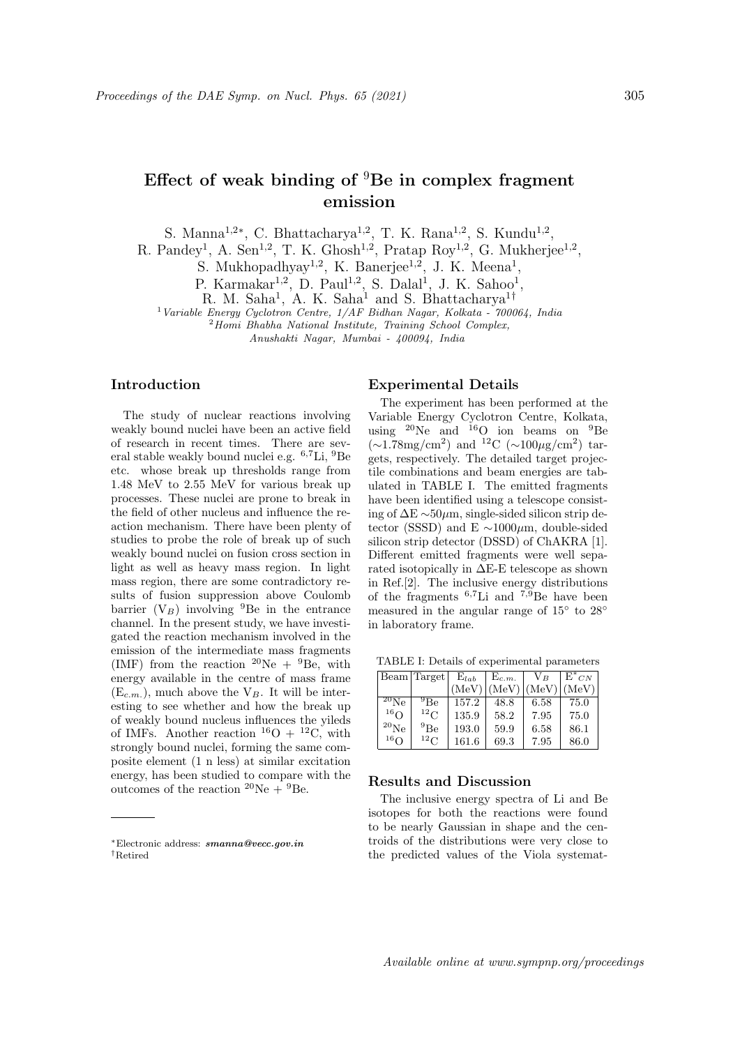# Effect of weak binding of $^{9}$Be in complex fragment emission

S. Manna[1,2*], C. Bhattacharya[1,2], T. K. Rana[1,2], S. Kundu[1,2], R. Pandey[1], A. Sen[1,2], T. K. Ghosh[1,2], Pratap Roy[1,2], G. Mukherjee[1,2], S. Mukhopadhyay[1,2], K. Banerjee[1,2], J. K. Meena[1], P. Karmakar[1,2], D. Paul[1,2], S. Dalal[1], J. K. Sahoo[1], R. M. Saha[1], A. K. Saha[1] and S. Bhattacharya[1†]

[1] *Variable Energy Cyclotron Centre, 1/AF Bidhan Nagar, Kolkata - 700064, India*
[2] *Homi Bhabha National Institute, Training School Complex, Anushakti Nagar, Mumbai - 400094, India*

## Introduction

The study of nuclear reactions involving weakly bound nuclei have been an active field of research in recent times. There are several stable weakly bound nuclei e.g. $^{6,7}$Li, $^{9}$Be etc. whose break up thresholds range from 1.48 MeV to 2.55 MeV for various break up processes. These nuclei are prone to break in the field of other nucleus and influence the reaction mechanism. There have been plenty of studies to probe the role of break up of such weakly bound nuclei on fusion cross section in light as well as heavy mass region. In light mass region, there are some contradictory results of fusion suppression above Coulomb barrier ($V_B$) involving $^{9}$Be in the entrance channel. In the present study, we have investigated the reaction mechanism involved in the emission of the intermediate mass fragments (IMF) from the reaction $^{20}$Ne + $^{9}$Be, with energy available in the centre of mass frame ($E_{c.m.}$), much above the $V_B$. It will be interesting to see whether and how the break up of weakly bound nucleus influences the yileds of IMFs. Another reaction $^{16}$O + $^{12}$C, with strongly bound nuclei, forming the same composite element (1 n less) at similar excitation energy, has been studied to compare with the outcomes of the reaction $^{20}$Ne + $^{9}$Be.

*Electronic address: **smanna@vecc.gov.in**
†Retired

## Experimental Details

The experiment has been performed at the Variable Energy Cyclotron Centre, Kolkata, using $^{20}$Ne and $^{16}$O ion beams on $^{9}$Be ($\sim$1.78mg/cm$^2$) and $^{12}$C ($\sim$100$\mu$g/cm$^2$) targets, respectively. The detailed target projectile combinations and beam energies are tabulated in TABLE I. The emitted fragments have been identified using a telescope consisting of $\Delta$E $\sim$50$\mu$m, single-sided silicon strip detector (SSSD) and E $\sim$1000$\mu$m, double-sided silicon strip detector (DSSD) of ChAKRA [1]. Different emitted fragments were well separated isotopically in $\Delta$E-E telescope as shown in Ref.[2]. The inclusive energy distributions of the fragments $^{6,7}$Li and $^{7,9}$Be have been measured in the angular range of 15° to 28° in laboratory frame.

TABLE I: Details of experimental parameters

| Beam | Target | $E_{lab}$ (MeV) | $E_{c.m.}$ (MeV) | $V_B$ (MeV) | $E^*_{CN}$ (MeV) |
|---|---|---|---|---|---|
| $^{20}$Ne | $^{9}$Be | 157.2 | 48.8 | 6.58 | 75.0 |
| $^{16}$O | $^{12}$C | 135.9 | 58.2 | 7.95 | 75.0 |
| $^{20}$Ne | $^{9}$Be | 193.0 | 59.9 | 6.58 | 86.1 |
| $^{16}$O | $^{12}$C | 161.6 | 69.3 | 7.95 | 86.0 |

## Results and Discussion

The inclusive energy spectra of Li and Be isotopes for both the reactions were found to be nearly Gaussian in shape and the centroids of the distributions were very close to the predicted values of the Viola systemat-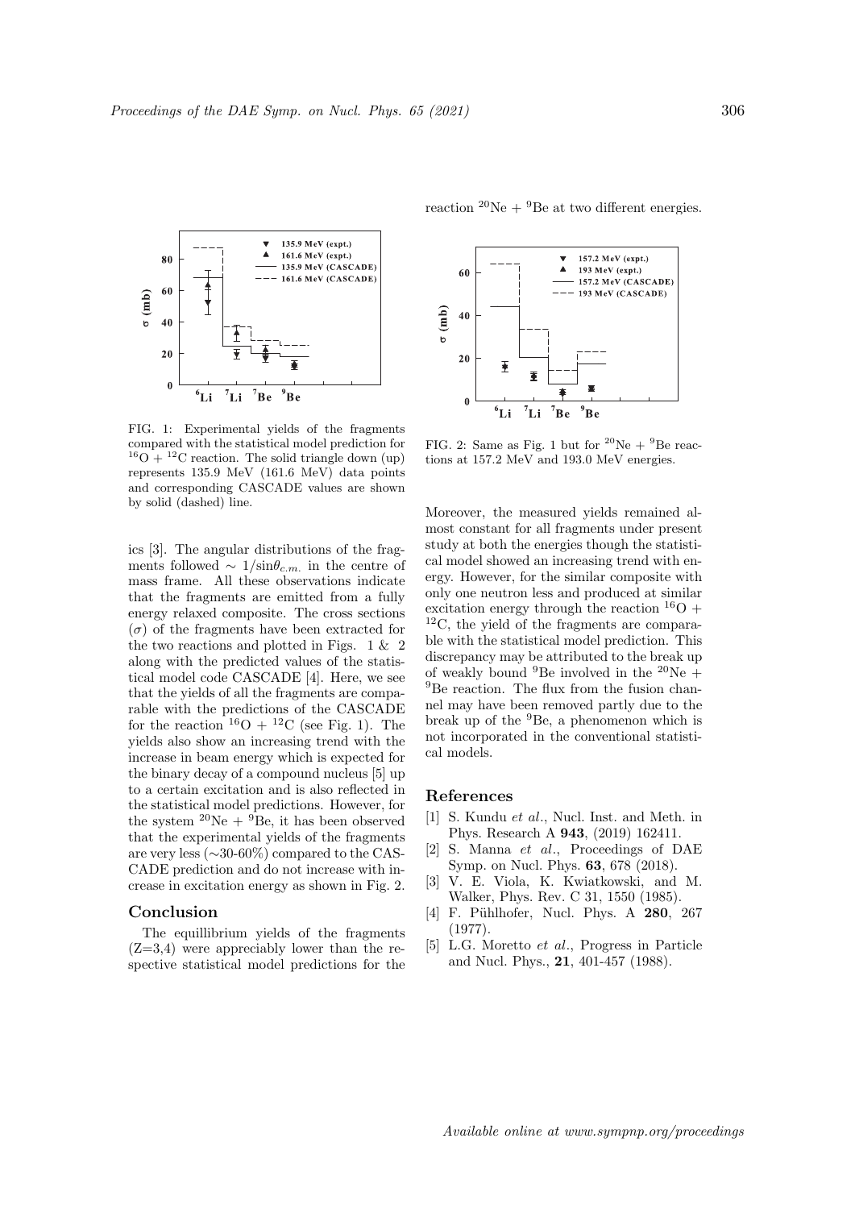**80**

**60**

**40**

**20**

**0**

**σ (mb)**

**135.9 MeV (expt.)**

**161.6 MeV (expt.)**

**135.9 MeV (CASCADE)**

**161.6 MeV (CASCADE)**

**$^6$Li $^7$Li $^7$Be $^9$Be**

FIG. 1: Experimental yields of the fragments compared with the statistical model prediction for $^{16}$O + $^{12}$C reaction. The solid triangle down (up) represents 135.9 MeV (161.6 MeV) data points and corresponding CASCADE values are shown by solid (dashed) line.

ics [3]. The angular distributions of the fragments followed $\sim 1/\sin\theta_{c.m.}$ in the centre of mass frame. All these observations indicate that the fragments are emitted from a fully energy relaxed composite. The cross sections ($\sigma$) of the fragments have been extracted for the two reactions and plotted in Figs. 1 & 2 along with the predicted values of the statistical model code CASCADE [4]. Here, we see that the yields of all the fragments are comparable with the predictions of the CASCADE for the reaction $^{16}$O + $^{12}$C (see Fig. 1). The yields also show an increasing trend with the increase in beam energy which is expected for the binary decay of a compound nucleus [5] up to a certain excitation and is also reflected in the statistical model predictions. However, for the system $^{20}$Ne + $^{9}$Be, it has been observed that the experimental yields of the fragments are very less (∼30-60%) compared to the CASCADE prediction and do not increase with increase in excitation energy as shown in Fig. 2.

## Conclusion

The equillibrium yields of the fragments (Z=3,4) were appreciably lower than the respective statistical model predictions for the reaction $^{20}$Ne + $^{9}$Be at two different energies.

**60**

**40**

**20**

**0**

**σ (mb)**

**157.2 MeV (expt.)**

**193 MeV (expt.)**

**157.2 MeV (CASCADE)**

**193 MeV (CASCADE)**

**$^6$Li $^7$Li $^7$Be $^9$Be**

FIG. 2: Same as Fig. 1 but for $^{20}$Ne + $^{9}$Be reactions at 157.2 MeV and 193.0 MeV energies.

Moreover, the measured yields remained almost constant for all fragments under present study at both the energies though the statistical model showed an increasing trend with energy. However, for the similar composite with only one neutron less and produced at similar excitation energy through the reaction $^{16}$O + $^{12}$C, the yield of the fragments are comparable with the statistical model prediction. This discrepancy may be attributed to the break up of weakly bound $^{9}$Be involved in the $^{20}$Ne + $^{9}$Be reaction. The flux from the fusion channel may have been removed partly due to the break up of the $^{9}$Be, a phenomenon which is not incorporated in the conventional statistical models.

## References

[1] S. Kundu *et al.*, Nucl. Inst. and Meth. in Phys. Research A **943**, (2019) 162411.

[2] S. Manna *et al.*, Proceedings of DAE Symp. on Nucl. Phys. **63**, 678 (2018).

[3] V. E. Viola, K. Kwiatkowski, and M. Walker, Phys. Rev. C 31, 1550 (1985).

[4] F. Pühlhofer, Nucl. Phys. A **280**, 267 (1977).

[5] L.G. Moretto *et al.*, Progress in Particle and Nucl. Phys., **21**, 401-457 (1988).